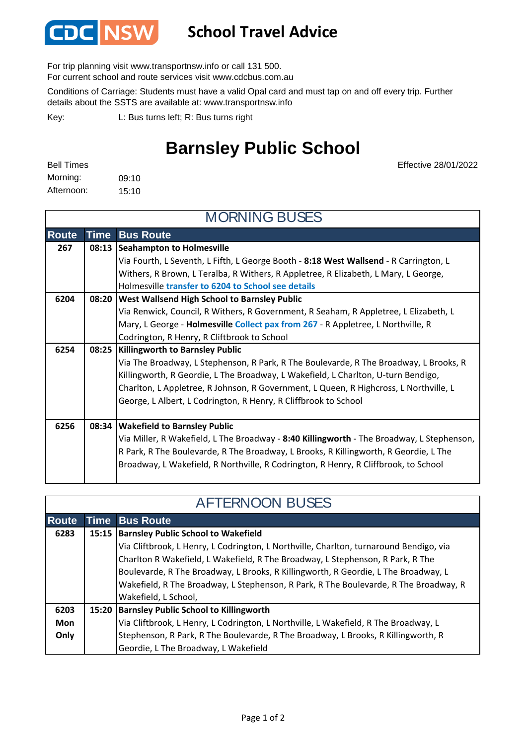# CDC NSW School Travel Advice

For trip planning visit www.transportnsw.info or call 131 500.
For current school and route services visit www.cdcbus.com.au

Conditions of Carriage: Students must have a valid Opal card and must tap on and off every trip. Further details about the SSTS are available at: www.transportnsw.info

Key: L: Bus turns left; R: Bus turns right

## Barnsley Public School

Effective 28/01/2022

Bell Times
Morning: 09:10
Afternoon: 15:10

### MORNING BUSES

| Route | Time | Bus Route |
|---|---|---|
| 267 | 08:13 | **Seahampton to Holmesville**<br>Via Fourth, L Seventh, L Fifth, L George Booth - **8:18 West Wallsend** - R Carrington, L Withers, R Brown, L Teralba, R Withers, R Appletree, R Elizabeth, L Mary, L George, Holmesville **transfer to 6204 to School see details** |
| 6204 | 08:20 | **West Wallsend High School to Barnsley Public**<br>Via Renwick, Council, R Withers, R Government, R Seaham, R Appletree, L Elizabeth, L Mary, L George - **Holmesville Collect pax from 267** - R Appletree, L Northville, R Codrington, R Henry, R Cliftbrook to School |
| 6254 | 08:25 | **Killingworth to Barnsley Public**<br>Via The Broadway, L Stephenson, R Park, R The Boulevarde, R The Broadway, L Brooks, R Killingworth, R Geordie, L The Broadway, L Wakefield, L Charlton, U-turn Bendigo, Charlton, L Appletree, R Johnson, R Government, L Queen, R Highcross, L Northville, L George, L Albert, L Codrington, R Henry, R Cliffbrook to School |
| 6256 | 08:34 | **Wakefield to Barnsley Public**<br>Via Miller, R Wakefield, L The Broadway - **8:40 Killingworth** - The Broadway, L Stephenson, R Park, R The Boulevarde, R The Broadway, L Brooks, R Killingworth, R Geordie, L The Broadway, L Wakefield, R Northville, R Codrington, R Henry, R Cliffbrook, to School |

### AFTERNOON BUSES

| Route | Time | Bus Route |
|---|---|---|
| 6283 | 15:15 | **Barnsley Public School to Wakefield**<br>Via Cliftbrook, L Henry, L Codrington, L Northville, Charlton, turnaround Bendigo, via Charlton R Wakefield, L Wakefield, R The Broadway, L Stephenson, R Park, R The Boulevarde, R The Broadway, L Brooks, R Killingworth, R Geordie, L The Broadway, L Wakefield, R The Broadway, L Stephenson, R Park, R The Boulevarde, R The Broadway, R Wakefield, L School, |
| 6203 Mon Only | 15:20 | **Barnsley Public School to Killingworth**<br>Via Cliftbrook, L Henry, L Codrington, L Northville, L Wakefield, R The Broadway, L Stephenson, R Park, R The Boulevarde, R The Broadway, L Brooks, R Killingworth, R Geordie, L The Broadway, L Wakefield |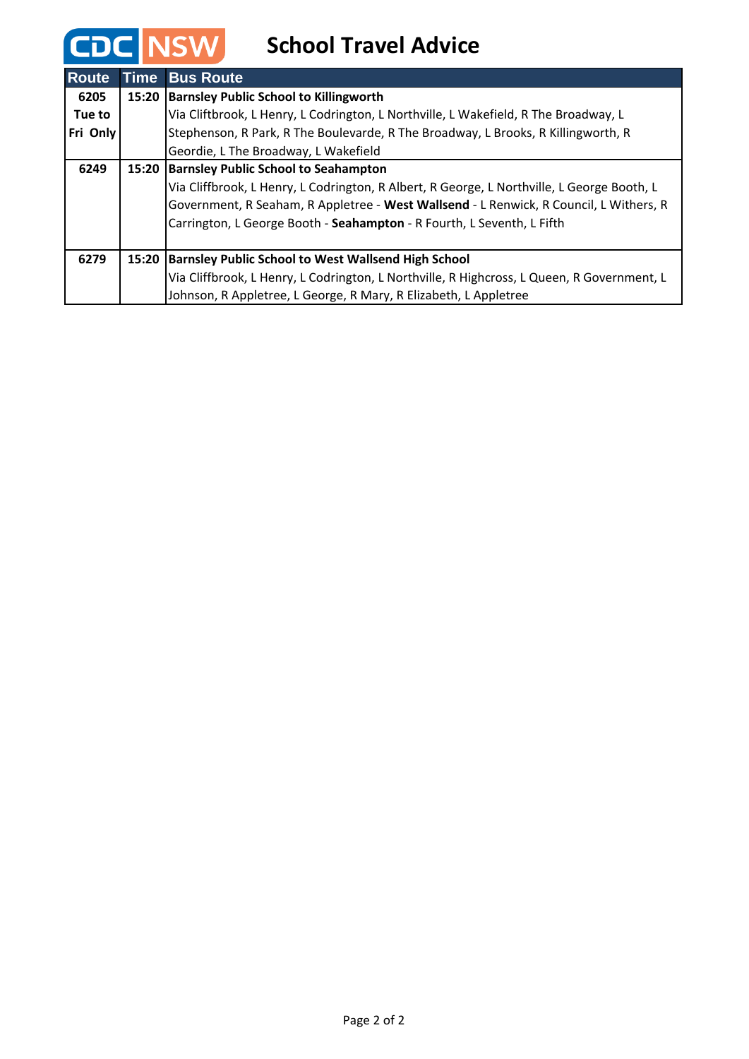# School Travel Advice

| Route | Time | Bus Route |
|---|---|---|
| 6205 Tue to Fri Only | 15:20 | **Barnsley Public School to Killingworth** Via Cliftbrook, L Henry, L Codrington, L Northville, L Wakefield, R The Broadway, L Stephenson, R Park, R The Boulevarde, R The Broadway, L Brooks, R Killingworth, R Geordie, L The Broadway, L Wakefield |
| 6249 | 15:20 | **Barnsley Public School to Seahampton** Via Cliffbrook, L Henry, L Codrington, R Albert, R George, L Northville, L George Booth, L Government, R Seaham, R Appletree - **West Wallsend** - L Renwick, R Council, L Withers, R Carrington, L George Booth - **Seahampton** - R Fourth, L Seventh, L Fifth |
| 6279 | 15:20 | **Barnsley Public School to West Wallsend High School** Via Cliffbrook, L Henry, L Codrington, L Northville, R Highcross, L Queen, R Government, L Johnson, R Appletree, L George, R Mary, R Elizabeth, L Appletree |